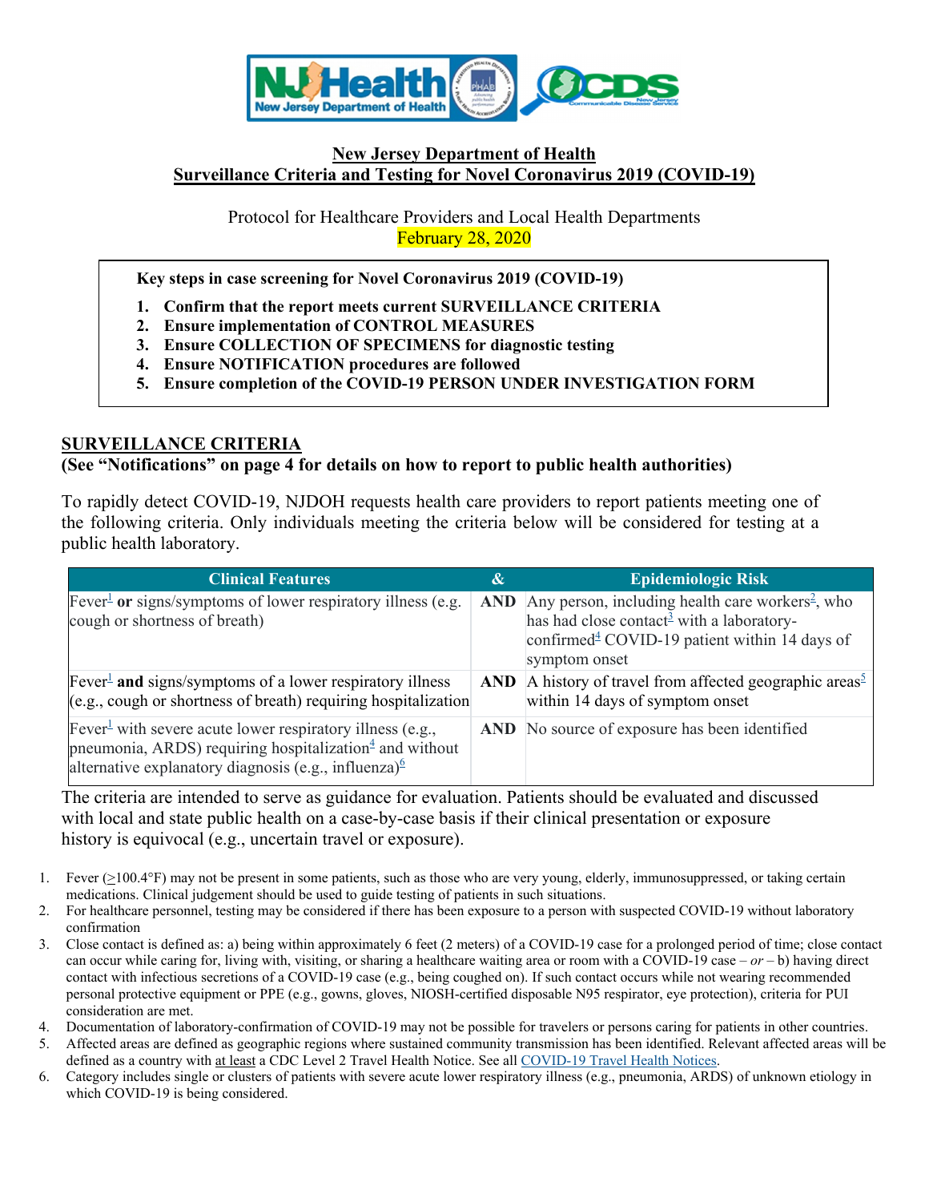# New Jersey Department of Health
# Surveillance Criteria and Testing for Novel Coronavirus 2019 (COVID-19)

Protocol for Healthcare Providers and Local Health Departments

February 28, 2020

**Key steps in case screening for Novel Coronavirus 2019 (COVID-19)**

1. **Confirm that the report meets current SURVEILLANCE CRITERIA**
2. **Ensure implementation of CONTROL MEASURES**
3. **Ensure COLLECTION OF SPECIMENS for diagnostic testing**
4. **Ensure NOTIFICATION procedures are followed**
5. **Ensure completion of the COVID-19 PERSON UNDER INVESTIGATION FORM**

## SURVEILLANCE CRITERIA

**(See "Notifications" on page 4 for details on how to report to public health authorities)**

To rapidly detect COVID-19, NJDOH requests health care providers to report patients meeting one of the following criteria. Only individuals meeting the criteria below will be considered for testing at a public health laboratory.

| Clinical Features | & | Epidemiologic Risk |
|---|---|---|
| Fever[1] **or** signs/symptoms of lower respiratory illness (e.g. cough or shortness of breath) | **AND** | Any person, including health care workers[2], who has had close contact[3] with a laboratory-confirmed[4] COVID-19 patient within 14 days of symptom onset |
| Fever[1] **and** signs/symptoms of a lower respiratory illness (e.g., cough or shortness of breath) requiring hospitalization | **AND** | A history of travel from affected geographic areas[5] within 14 days of symptom onset |
| Fever[1] with severe acute lower respiratory illness (e.g., pneumonia, ARDS) requiring hospitalization[4] and without alternative explanatory diagnosis (e.g., influenza)[6] | **AND** | No source of exposure has been identified |

The criteria are intended to serve as guidance for evaluation. Patients should be evaluated and discussed with local and state public health on a case-by-case basis if their clinical presentation or exposure history is equivocal (e.g., uncertain travel or exposure).

1. Fever (≥100.4°F) may not be present in some patients, such as those who are very young, elderly, immunosuppressed, or taking certain medications. Clinical judgement should be used to guide testing of patients in such situations.
2. For healthcare personnel, testing may be considered if there has been exposure to a person with suspected COVID-19 without laboratory confirmation
3. Close contact is defined as: a) being within approximately 6 feet (2 meters) of a COVID-19 case for a prolonged period of time; close contact can occur while caring for, living with, visiting, or sharing a healthcare waiting area or room with a COVID-19 case – *or* – b) having direct contact with infectious secretions of a COVID-19 case (e.g., being coughed on). If such contact occurs while not wearing recommended personal protective equipment or PPE (e.g., gowns, gloves, NIOSH-certified disposable N95 respirator, eye protection), criteria for PUI consideration are met.
4. Documentation of laboratory-confirmation of COVID-19 may not be possible for travelers or persons caring for patients in other countries.
5. Affected areas are defined as geographic regions where sustained community transmission has been identified. Relevant affected areas will be defined as a country with at least a CDC Level 2 Travel Health Notice. See all COVID-19 Travel Health Notices.
6. Category includes single or clusters of patients with severe acute lower respiratory illness (e.g., pneumonia, ARDS) of unknown etiology in which COVID-19 is being considered.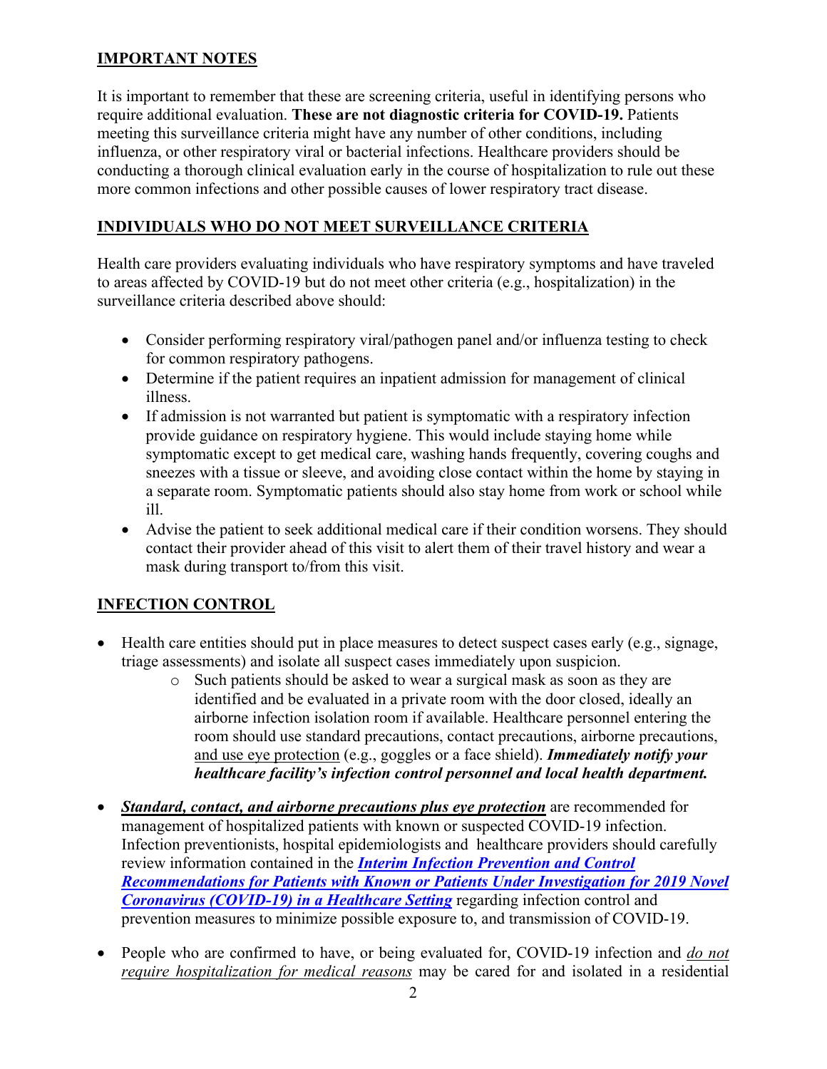## IMPORTANT NOTES

It is important to remember that these are screening criteria, useful in identifying persons who require additional evaluation. **These are not diagnostic criteria for COVID-19.** Patients meeting this surveillance criteria might have any number of other conditions, including influenza, or other respiratory viral or bacterial infections. Healthcare providers should be conducting a thorough clinical evaluation early in the course of hospitalization to rule out these more common infections and other possible causes of lower respiratory tract disease.

## INDIVIDUALS WHO DO NOT MEET SURVEILLANCE CRITERIA

Health care providers evaluating individuals who have respiratory symptoms and have traveled to areas affected by COVID-19 but do not meet other criteria (e.g., hospitalization) in the surveillance criteria described above should:

- Consider performing respiratory viral/pathogen panel and/or influenza testing to check for common respiratory pathogens.
- Determine if the patient requires an inpatient admission for management of clinical illness.
- If admission is not warranted but patient is symptomatic with a respiratory infection provide guidance on respiratory hygiene. This would include staying home while symptomatic except to get medical care, washing hands frequently, covering coughs and sneezes with a tissue or sleeve, and avoiding close contact within the home by staying in a separate room. Symptomatic patients should also stay home from work or school while ill.
- Advise the patient to seek additional medical care if their condition worsens. They should contact their provider ahead of this visit to alert them of their travel history and wear a mask during transport to/from this visit.

## INFECTION CONTROL

- Health care entities should put in place measures to detect suspect cases early (e.g., signage, triage assessments) and isolate all suspect cases immediately upon suspicion.
  - Such patients should be asked to wear a surgical mask as soon as they are identified and be evaluated in a private room with the door closed, ideally an airborne infection isolation room if available. Healthcare personnel entering the room should use standard precautions, contact precautions, airborne precautions, and use eye protection (e.g., goggles or a face shield). ***Immediately notify your healthcare facility's infection control personnel and local health department.***
- ***Standard, contact, and airborne precautions plus eye protection*** are recommended for management of hospitalized patients with known or suspected COVID-19 infection. Infection preventionists, hospital epidemiologists and healthcare providers should carefully review information contained in the ***Interim Infection Prevention and Control Recommendations for Patients with Known or Patients Under Investigation for 2019 Novel Coronavirus (COVID-19) in a Healthcare Setting*** regarding infection control and prevention measures to minimize possible exposure to, and transmission of COVID-19.
- People who are confirmed to have, or being evaluated for, COVID-19 infection and *do not require hospitalization for medical reasons* may be cared for and isolated in a residential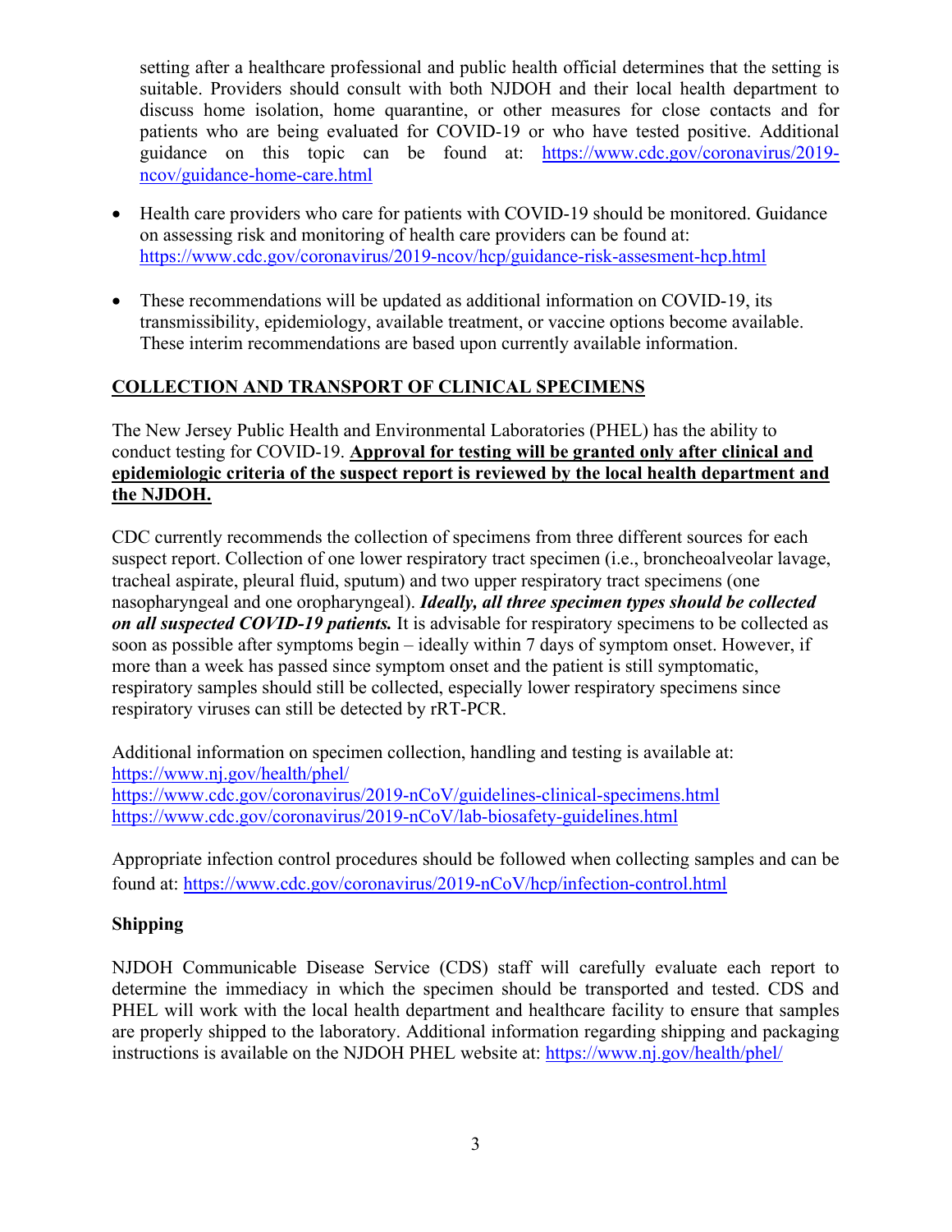setting after a healthcare professional and public health official determines that the setting is suitable. Providers should consult with both NJDOH and their local health department to discuss home isolation, home quarantine, or other measures for close contacts and for patients who are being evaluated for COVID-19 or who have tested positive. Additional guidance on this topic can be found at: https://www.cdc.gov/coronavirus/2019-ncov/guidance-home-care.html

- Health care providers who care for patients with COVID-19 should be monitored. Guidance on assessing risk and monitoring of health care providers can be found at: https://www.cdc.gov/coronavirus/2019-ncov/hcp/guidance-risk-assesment-hcp.html

- These recommendations will be updated as additional information on COVID-19, its transmissibility, epidemiology, available treatment, or vaccine options become available. These interim recommendations are based upon currently available information.

## COLLECTION AND TRANSPORT OF CLINICAL SPECIMENS

The New Jersey Public Health and Environmental Laboratories (PHEL) has the ability to conduct testing for COVID-19. **Approval for testing will be granted only after clinical and epidemiologic criteria of the suspect report is reviewed by the local health department and the NJDOH.**

CDC currently recommends the collection of specimens from three different sources for each suspect report. Collection of one lower respiratory tract specimen (i.e., broncheoalveolar lavage, tracheal aspirate, pleural fluid, sputum) and two upper respiratory tract specimens (one nasopharyngeal and one oropharyngeal). ***Ideally, all three specimen types should be collected on all suspected COVID-19 patients.*** It is advisable for respiratory specimens to be collected as soon as possible after symptoms begin – ideally within 7 days of symptom onset. However, if more than a week has passed since symptom onset and the patient is still symptomatic, respiratory samples should still be collected, especially lower respiratory specimens since respiratory viruses can still be detected by rRT-PCR.

Additional information on specimen collection, handling and testing is available at:
https://www.nj.gov/health/phel/
https://www.cdc.gov/coronavirus/2019-nCoV/guidelines-clinical-specimens.html
https://www.cdc.gov/coronavirus/2019-nCoV/lab-biosafety-guidelines.html

Appropriate infection control procedures should be followed when collecting samples and can be found at: https://www.cdc.gov/coronavirus/2019-nCoV/hcp/infection-control.html

### Shipping

NJDOH Communicable Disease Service (CDS) staff will carefully evaluate each report to determine the immediacy in which the specimen should be transported and tested. CDS and PHEL will work with the local health department and healthcare facility to ensure that samples are properly shipped to the laboratory. Additional information regarding shipping and packaging instructions is available on the NJDOH PHEL website at: https://www.nj.gov/health/phel/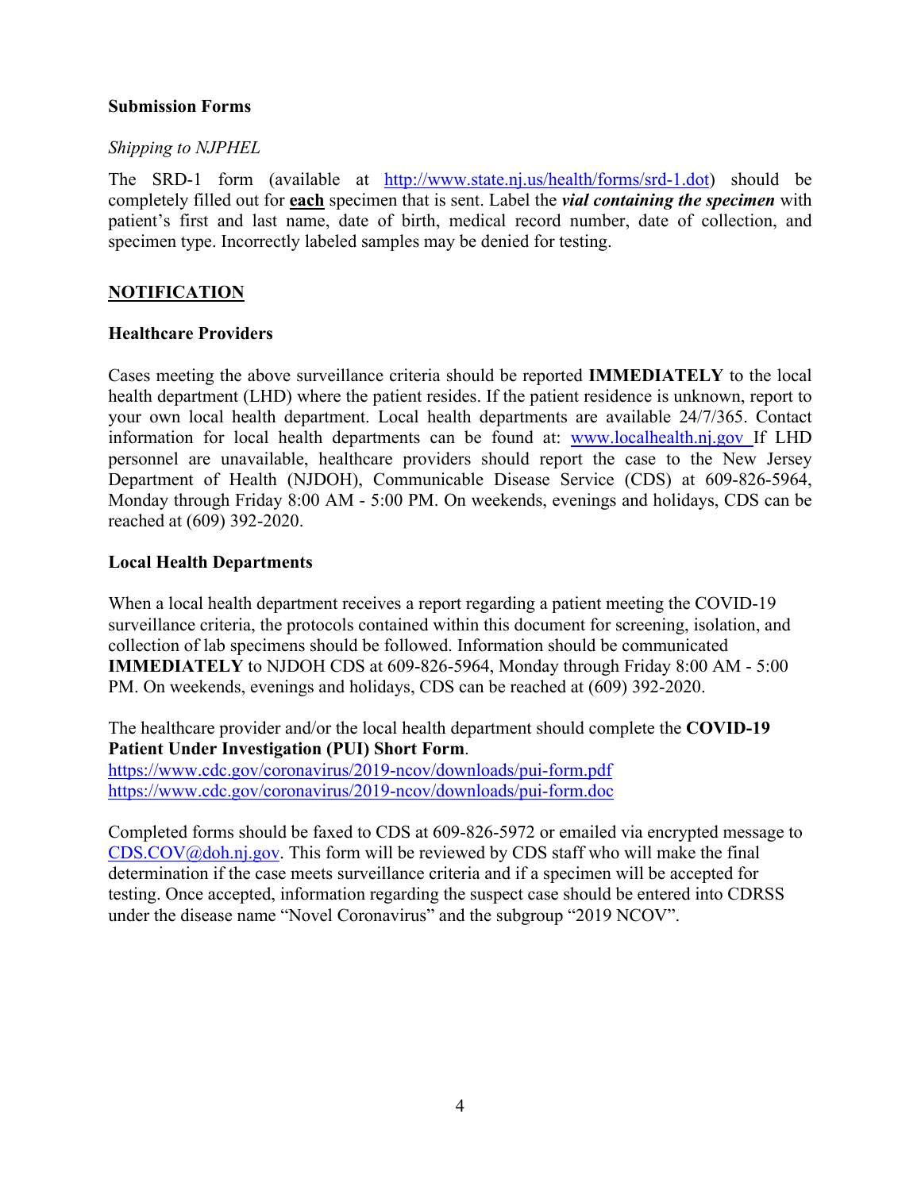**Submission Forms**

*Shipping to NJPHEL*

The SRD-1 form (available at http://www.state.nj.us/health/forms/srd-1.dot) should be completely filled out for **each** specimen that is sent. Label the ***vial containing the specimen*** with patient's first and last name, date of birth, medical record number, date of collection, and specimen type. Incorrectly labeled samples may be denied for testing.

## NOTIFICATION

**Healthcare Providers**

Cases meeting the above surveillance criteria should be reported **IMMEDIATELY** to the local health department (LHD) where the patient resides. If the patient residence is unknown, report to your own local health department. Local health departments are available 24/7/365. Contact information for local health departments can be found at: www.localhealth.nj.gov If LHD personnel are unavailable, healthcare providers should report the case to the New Jersey Department of Health (NJDOH), Communicable Disease Service (CDS) at 609-826-5964, Monday through Friday 8:00 AM - 5:00 PM. On weekends, evenings and holidays, CDS can be reached at (609) 392-2020.

**Local Health Departments**

When a local health department receives a report regarding a patient meeting the COVID-19 surveillance criteria, the protocols contained within this document for screening, isolation, and collection of lab specimens should be followed. Information should be communicated **IMMEDIATELY** to NJDOH CDS at 609-826-5964, Monday through Friday 8:00 AM - 5:00 PM. On weekends, evenings and holidays, CDS can be reached at (609) 392-2020.

The healthcare provider and/or the local health department should complete the **COVID-19 Patient Under Investigation (PUI) Short Form**.
https://www.cdc.gov/coronavirus/2019-ncov/downloads/pui-form.pdf
https://www.cdc.gov/coronavirus/2019-ncov/downloads/pui-form.doc

Completed forms should be faxed to CDS at 609-826-5972 or emailed via encrypted message to CDS.COV@doh.nj.gov. This form will be reviewed by CDS staff who will make the final determination if the case meets surveillance criteria and if a specimen will be accepted for testing. Once accepted, information regarding the suspect case should be entered into CDRSS under the disease name "Novel Coronavirus" and the subgroup "2019 NCOV".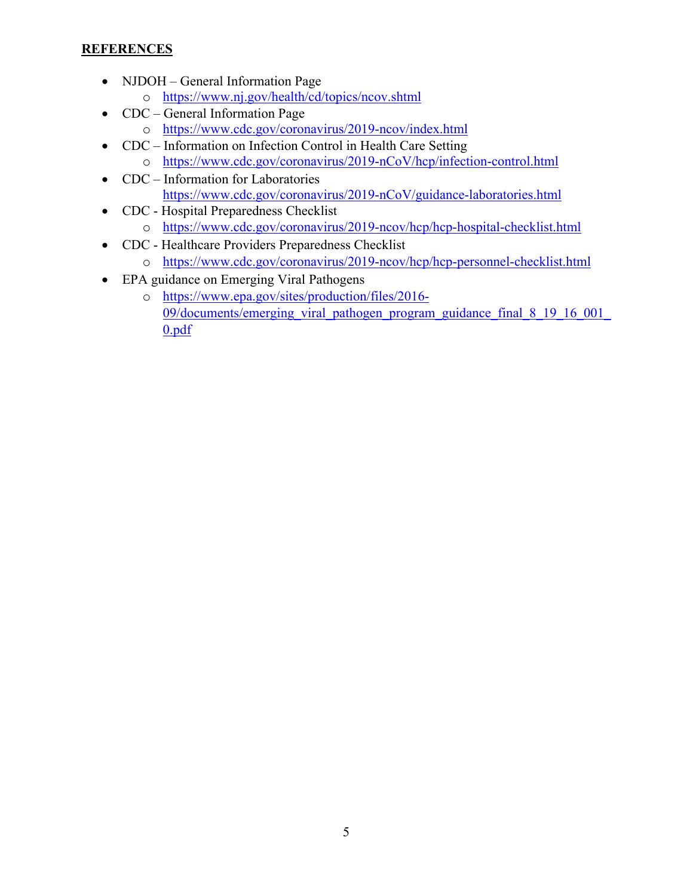**REFERENCES**

- NJDOH – General Information Page
  - https://www.nj.gov/health/cd/topics/ncov.shtml
- CDC – General Information Page
  - https://www.cdc.gov/coronavirus/2019-ncov/index.html
- CDC – Information on Infection Control in Health Care Setting
  - https://www.cdc.gov/coronavirus/2019-nCoV/hcp/infection-control.html
- CDC – Information for Laboratories
  https://www.cdc.gov/coronavirus/2019-nCoV/guidance-laboratories.html
- CDC - Hospital Preparedness Checklist
  - https://www.cdc.gov/coronavirus/2019-ncov/hcp/hcp-hospital-checklist.html
- CDC - Healthcare Providers Preparedness Checklist
  - https://www.cdc.gov/coronavirus/2019-ncov/hcp/hcp-personnel-checklist.html
- EPA guidance on Emerging Viral Pathogens
  - https://www.epa.gov/sites/production/files/2016-09/documents/emerging_viral_pathogen_program_guidance_final_8_19_16_001_0.pdf